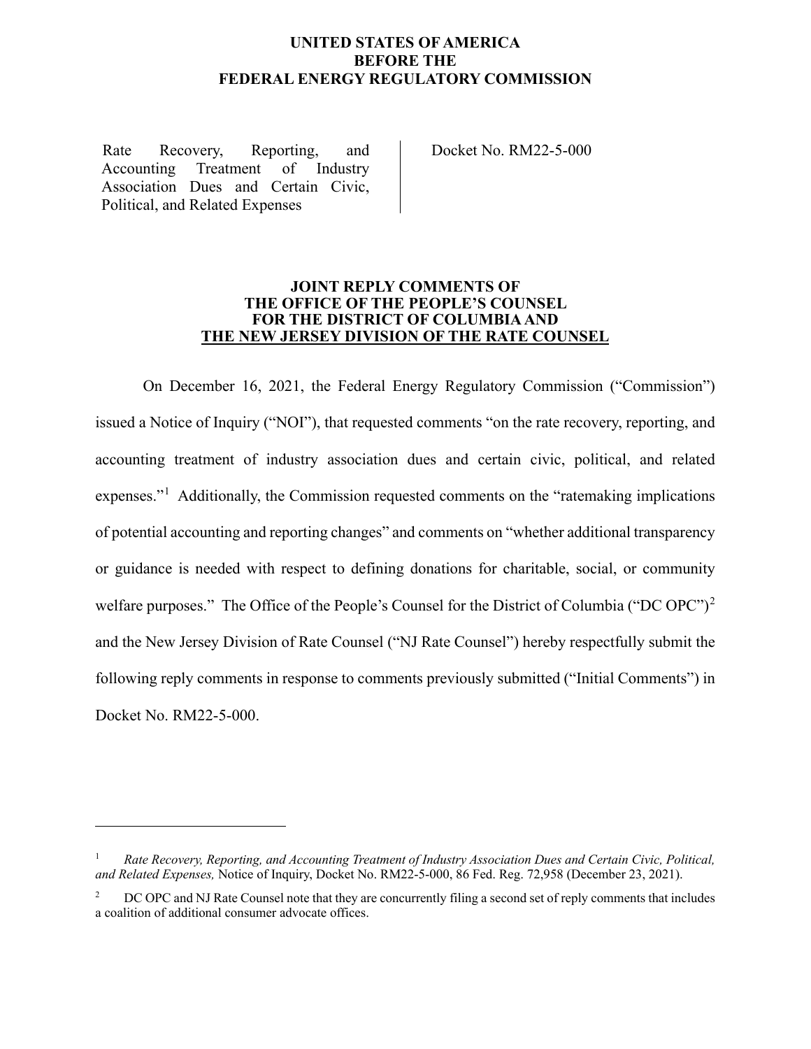**UNITED STATES OF AMERICA**
**BEFORE THE**
**FEDERAL ENERGY REGULATORY COMMISSION**

| | |
|---|---|
| Rate Recovery, Reporting, and Accounting Treatment of Industry Association Dues and Certain Civic, Political, and Related Expenses | Docket No. RM22-5-000 |

**JOINT REPLY COMMENTS OF**
**THE OFFICE OF THE PEOPLE'S COUNSEL**
**FOR THE DISTRICT OF COLUMBIA AND**
**THE NEW JERSEY DIVISION OF THE RATE COUNSEL**

On December 16, 2021, the Federal Energy Regulatory Commission ("Commission") issued a Notice of Inquiry ("NOI"), that requested comments "on the rate recovery, reporting, and accounting treatment of industry association dues and certain civic, political, and related expenses."[1] Additionally, the Commission requested comments on the "ratemaking implications of potential accounting and reporting changes" and comments on "whether additional transparency or guidance is needed with respect to defining donations for charitable, social, or community welfare purposes." The Office of the People's Counsel for the District of Columbia ("DC OPC")[2] and the New Jersey Division of Rate Counsel ("NJ Rate Counsel") hereby respectfully submit the following reply comments in response to comments previously submitted ("Initial Comments") in Docket No. RM22-5-000.

---

[1] *Rate Recovery, Reporting, and Accounting Treatment of Industry Association Dues and Certain Civic, Political, and Related Expenses,* Notice of Inquiry, Docket No. RM22-5-000, 86 Fed. Reg. 72,958 (December 23, 2021).

[2] DC OPC and NJ Rate Counsel note that they are concurrently filing a second set of reply comments that includes a coalition of additional consumer advocate offices.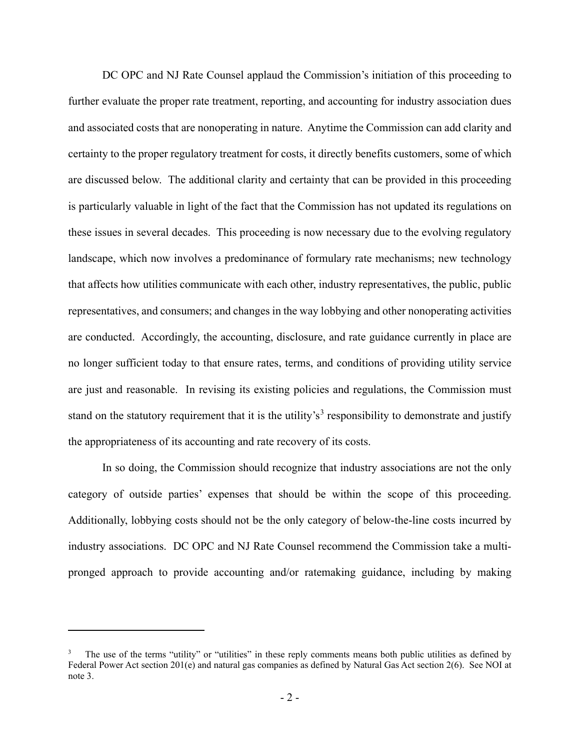DC OPC and NJ Rate Counsel applaud the Commission's initiation of this proceeding to further evaluate the proper rate treatment, reporting, and accounting for industry association dues and associated costs that are nonoperating in nature. Anytime the Commission can add clarity and certainty to the proper regulatory treatment for costs, it directly benefits customers, some of which are discussed below. The additional clarity and certainty that can be provided in this proceeding is particularly valuable in light of the fact that the Commission has not updated its regulations on these issues in several decades. This proceeding is now necessary due to the evolving regulatory landscape, which now involves a predominance of formulary rate mechanisms; new technology that affects how utilities communicate with each other, industry representatives, the public, public representatives, and consumers; and changes in the way lobbying and other nonoperating activities are conducted. Accordingly, the accounting, disclosure, and rate guidance currently in place are no longer sufficient today to that ensure rates, terms, and conditions of providing utility service are just and reasonable. In revising its existing policies and regulations, the Commission must stand on the statutory requirement that it is the utility's[3] responsibility to demonstrate and justify the appropriateness of its accounting and rate recovery of its costs.

In so doing, the Commission should recognize that industry associations are not the only category of outside parties' expenses that should be within the scope of this proceeding. Additionally, lobbying costs should not be the only category of below-the-line costs incurred by industry associations. DC OPC and NJ Rate Counsel recommend the Commission take a multi-pronged approach to provide accounting and/or ratemaking guidance, including by making

---

[3] The use of the terms "utility" or "utilities" in these reply comments means both public utilities as defined by Federal Power Act section 201(e) and natural gas companies as defined by Natural Gas Act section 2(6). See NOI at note 3.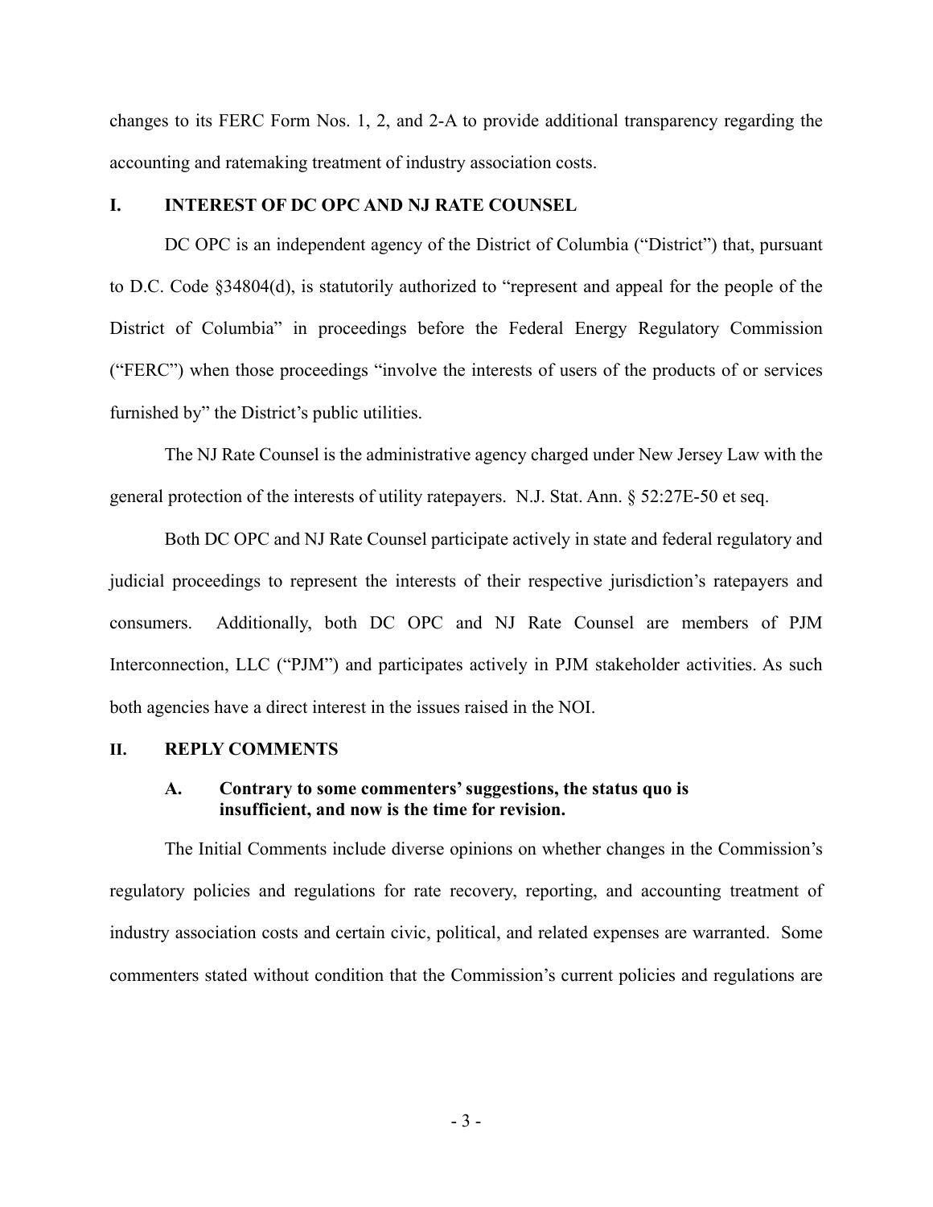changes to its FERC Form Nos. 1, 2, and 2-A to provide additional transparency regarding the accounting and ratemaking treatment of industry association costs.

## I. INTEREST OF DC OPC AND NJ RATE COUNSEL

DC OPC is an independent agency of the District of Columbia ("District") that, pursuant to D.C. Code §34804(d), is statutorily authorized to "represent and appeal for the people of the District of Columbia" in proceedings before the Federal Energy Regulatory Commission ("FERC") when those proceedings "involve the interests of users of the products of or services furnished by" the District's public utilities.

The NJ Rate Counsel is the administrative agency charged under New Jersey Law with the general protection of the interests of utility ratepayers. N.J. Stat. Ann. § 52:27E-50 et seq.

Both DC OPC and NJ Rate Counsel participate actively in state and federal regulatory and judicial proceedings to represent the interests of their respective jurisdiction's ratepayers and consumers. Additionally, both DC OPC and NJ Rate Counsel are members of PJM Interconnection, LLC ("PJM") and participates actively in PJM stakeholder activities. As such both agencies have a direct interest in the issues raised in the NOI.

## II. REPLY COMMENTS

### A. Contrary to some commenters' suggestions, the status quo is insufficient, and now is the time for revision.

The Initial Comments include diverse opinions on whether changes in the Commission's regulatory policies and regulations for rate recovery, reporting, and accounting treatment of industry association costs and certain civic, political, and related expenses are warranted. Some commenters stated without condition that the Commission's current policies and regulations are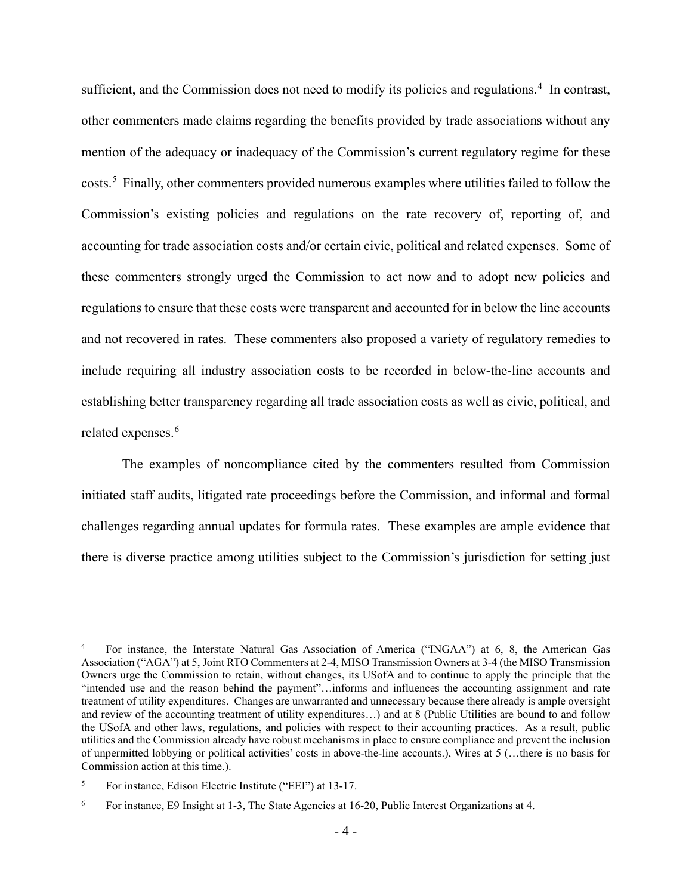sufficient, and the Commission does not need to modify its policies and regulations.[4] In contrast, other commenters made claims regarding the benefits provided by trade associations without any mention of the adequacy or inadequacy of the Commission's current regulatory regime for these costs.[5] Finally, other commenters provided numerous examples where utilities failed to follow the Commission's existing policies and regulations on the rate recovery of, reporting of, and accounting for trade association costs and/or certain civic, political and related expenses. Some of these commenters strongly urged the Commission to act now and to adopt new policies and regulations to ensure that these costs were transparent and accounted for in below the line accounts and not recovered in rates. These commenters also proposed a variety of regulatory remedies to include requiring all industry association costs to be recorded in below-the-line accounts and establishing better transparency regarding all trade association costs as well as civic, political, and related expenses.[6]

The examples of noncompliance cited by the commenters resulted from Commission initiated staff audits, litigated rate proceedings before the Commission, and informal and formal challenges regarding annual updates for formula rates. These examples are ample evidence that there is diverse practice among utilities subject to the Commission's jurisdiction for setting just

---

[4] For instance, the Interstate Natural Gas Association of America ("INGAA") at 6, 8, the American Gas Association ("AGA") at 5, Joint RTO Commenters at 2-4, MISO Transmission Owners at 3-4 (the MISO Transmission Owners urge the Commission to retain, without changes, its USofA and to continue to apply the principle that the "intended use and the reason behind the payment"…informs and influences the accounting assignment and rate treatment of utility expenditures. Changes are unwarranted and unnecessary because there already is ample oversight and review of the accounting treatment of utility expenditures…) and at 8 (Public Utilities are bound to and follow the USofA and other laws, regulations, and policies with respect to their accounting practices. As a result, public utilities and the Commission already have robust mechanisms in place to ensure compliance and prevent the inclusion of unpermitted lobbying or political activities' costs in above-the-line accounts.), Wires at 5 (…there is no basis for Commission action at this time.).

[5] For instance, Edison Electric Institute ("EEI") at 13-17.

[6] For instance, E9 Insight at 1-3, The State Agencies at 16-20, Public Interest Organizations at 4.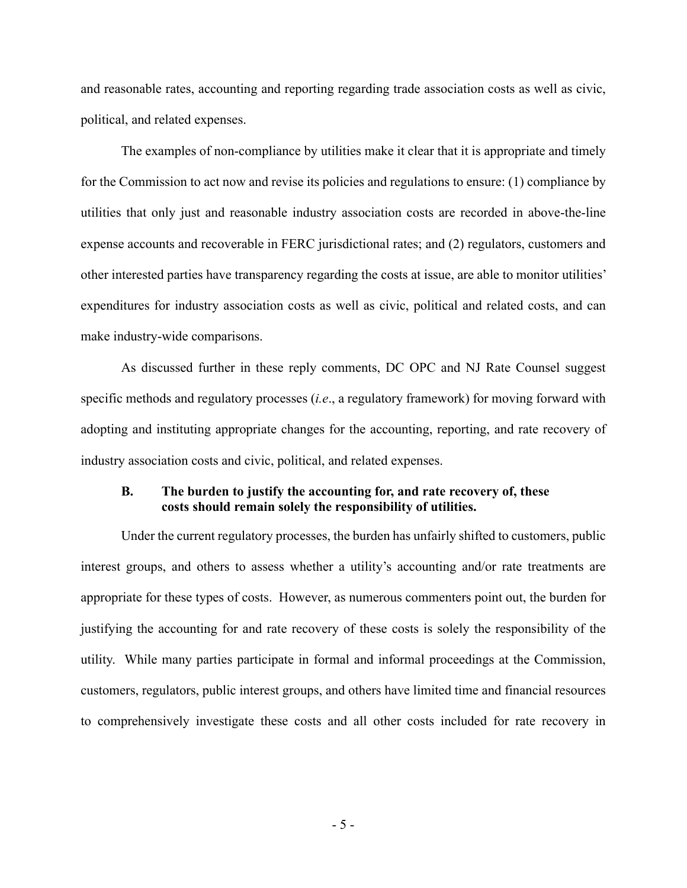and reasonable rates, accounting and reporting regarding trade association costs as well as civic, political, and related expenses.

The examples of non-compliance by utilities make it clear that it is appropriate and timely for the Commission to act now and revise its policies and regulations to ensure: (1) compliance by utilities that only just and reasonable industry association costs are recorded in above-the-line expense accounts and recoverable in FERC jurisdictional rates; and (2) regulators, customers and other interested parties have transparency regarding the costs at issue, are able to monitor utilities' expenditures for industry association costs as well as civic, political and related costs, and can make industry-wide comparisons.

As discussed further in these reply comments, DC OPC and NJ Rate Counsel suggest specific methods and regulatory processes (*i.e*., a regulatory framework) for moving forward with adopting and instituting appropriate changes for the accounting, reporting, and rate recovery of industry association costs and civic, political, and related expenses.

### B. The burden to justify the accounting for, and rate recovery of, these costs should remain solely the responsibility of utilities.

Under the current regulatory processes, the burden has unfairly shifted to customers, public interest groups, and others to assess whether a utility's accounting and/or rate treatments are appropriate for these types of costs. However, as numerous commenters point out, the burden for justifying the accounting for and rate recovery of these costs is solely the responsibility of the utility. While many parties participate in formal and informal proceedings at the Commission, customers, regulators, public interest groups, and others have limited time and financial resources to comprehensively investigate these costs and all other costs included for rate recovery in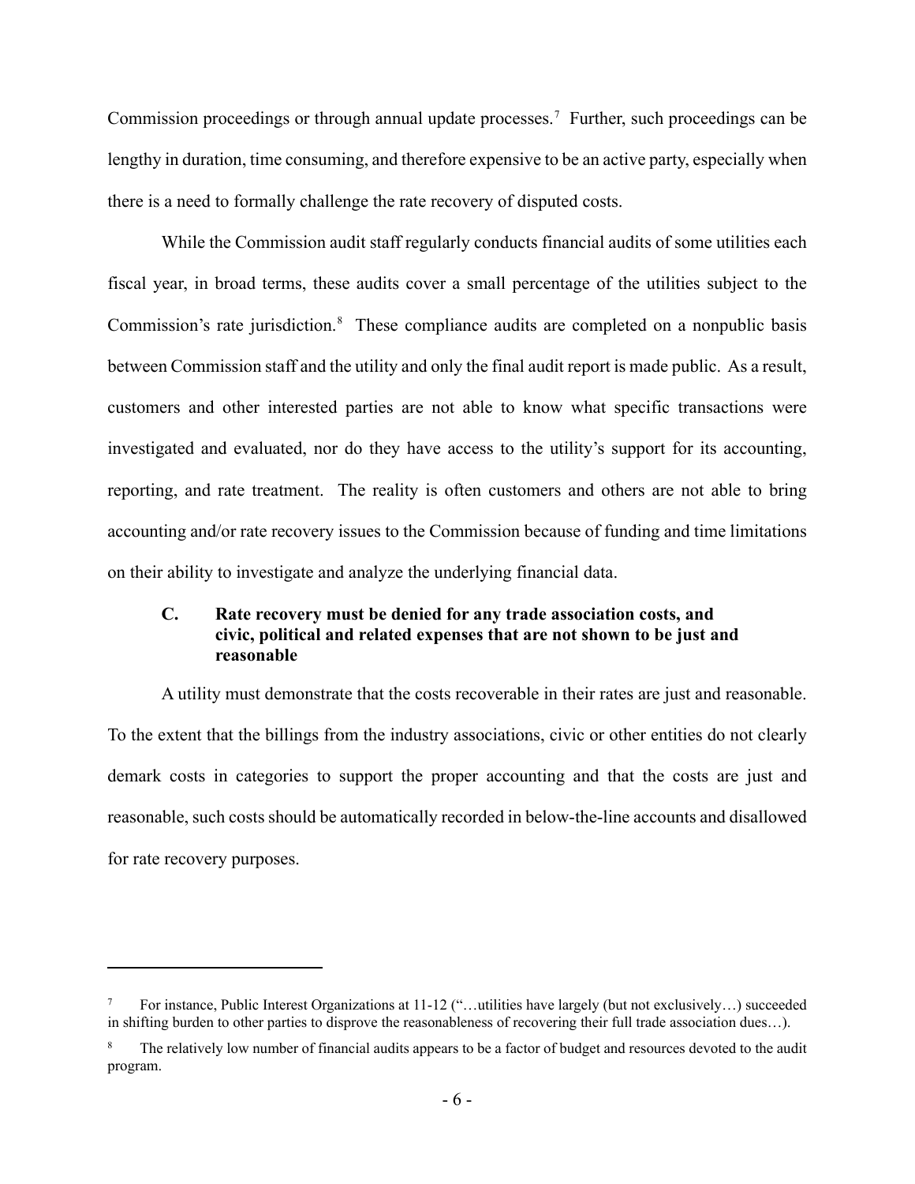Commission proceedings or through annual update processes.[7] Further, such proceedings can be lengthy in duration, time consuming, and therefore expensive to be an active party, especially when there is a need to formally challenge the rate recovery of disputed costs.

While the Commission audit staff regularly conducts financial audits of some utilities each fiscal year, in broad terms, these audits cover a small percentage of the utilities subject to the Commission's rate jurisdiction.[8] These compliance audits are completed on a nonpublic basis between Commission staff and the utility and only the final audit report is made public. As a result, customers and other interested parties are not able to know what specific transactions were investigated and evaluated, nor do they have access to the utility's support for its accounting, reporting, and rate treatment. The reality is often customers and others are not able to bring accounting and/or rate recovery issues to the Commission because of funding and time limitations on their ability to investigate and analyze the underlying financial data.

### C. Rate recovery must be denied for any trade association costs, and civic, political and related expenses that are not shown to be just and reasonable

A utility must demonstrate that the costs recoverable in their rates are just and reasonable. To the extent that the billings from the industry associations, civic or other entities do not clearly demark costs in categories to support the proper accounting and that the costs are just and reasonable, such costs should be automatically recorded in below-the-line accounts and disallowed for rate recovery purposes.

---

[7] For instance, Public Interest Organizations at 11-12 ("…utilities have largely (but not exclusively…) succeeded in shifting burden to other parties to disprove the reasonableness of recovering their full trade association dues…).

[8] The relatively low number of financial audits appears to be a factor of budget and resources devoted to the audit program.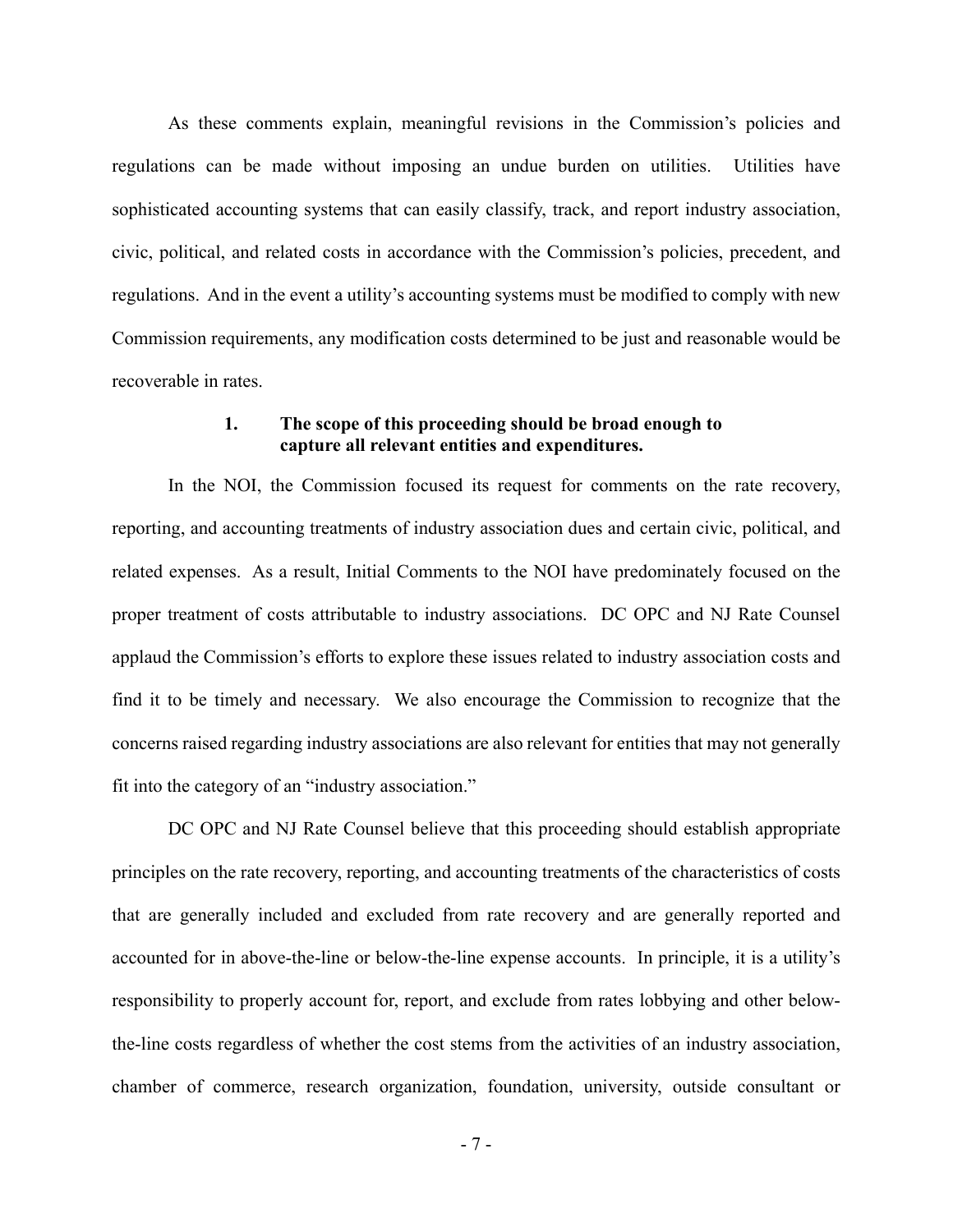As these comments explain, meaningful revisions in the Commission's policies and regulations can be made without imposing an undue burden on utilities. Utilities have sophisticated accounting systems that can easily classify, track, and report industry association, civic, political, and related costs in accordance with the Commission's policies, precedent, and regulations. And in the event a utility's accounting systems must be modified to comply with new Commission requirements, any modification costs determined to be just and reasonable would be recoverable in rates.

### 1. The scope of this proceeding should be broad enough to capture all relevant entities and expenditures.

In the NOI, the Commission focused its request for comments on the rate recovery, reporting, and accounting treatments of industry association dues and certain civic, political, and related expenses. As a result, Initial Comments to the NOI have predominately focused on the proper treatment of costs attributable to industry associations. DC OPC and NJ Rate Counsel applaud the Commission's efforts to explore these issues related to industry association costs and find it to be timely and necessary. We also encourage the Commission to recognize that the concerns raised regarding industry associations are also relevant for entities that may not generally fit into the category of an "industry association."

DC OPC and NJ Rate Counsel believe that this proceeding should establish appropriate principles on the rate recovery, reporting, and accounting treatments of the characteristics of costs that are generally included and excluded from rate recovery and are generally reported and accounted for in above-the-line or below-the-line expense accounts. In principle, it is a utility's responsibility to properly account for, report, and exclude from rates lobbying and other below-the-line costs regardless of whether the cost stems from the activities of an industry association, chamber of commerce, research organization, foundation, university, outside consultant or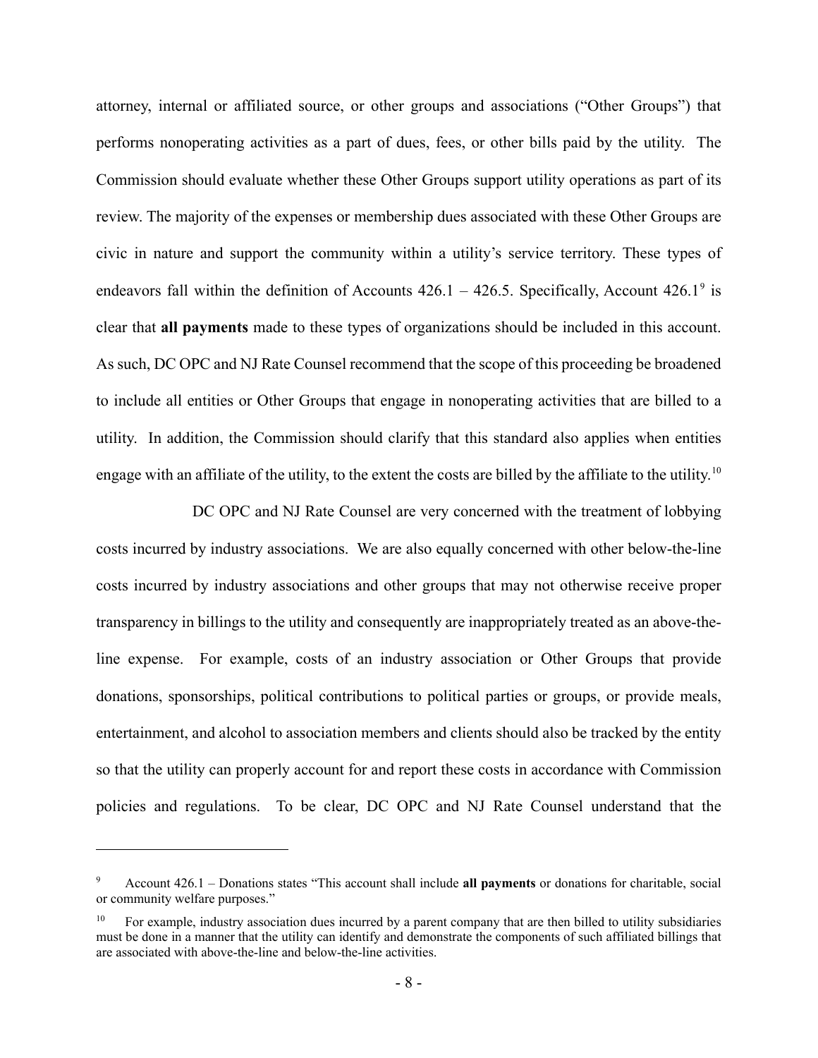attorney, internal or affiliated source, or other groups and associations ("Other Groups") that performs nonoperating activities as a part of dues, fees, or other bills paid by the utility. The Commission should evaluate whether these Other Groups support utility operations as part of its review. The majority of the expenses or membership dues associated with these Other Groups are civic in nature and support the community within a utility's service territory. These types of endeavors fall within the definition of Accounts 426.1 – 426.5. Specifically, Account 426.1[9] is clear that **all payments** made to these types of organizations should be included in this account. As such, DC OPC and NJ Rate Counsel recommend that the scope of this proceeding be broadened to include all entities or Other Groups that engage in nonoperating activities that are billed to a utility. In addition, the Commission should clarify that this standard also applies when entities engage with an affiliate of the utility, to the extent the costs are billed by the affiliate to the utility.[10]

DC OPC and NJ Rate Counsel are very concerned with the treatment of lobbying costs incurred by industry associations. We are also equally concerned with other below-the-line costs incurred by industry associations and other groups that may not otherwise receive proper transparency in billings to the utility and consequently are inappropriately treated as an above-the-line expense. For example, costs of an industry association or Other Groups that provide donations, sponsorships, political contributions to political parties or groups, or provide meals, entertainment, and alcohol to association members and clients should also be tracked by the entity so that the utility can properly account for and report these costs in accordance with Commission policies and regulations. To be clear, DC OPC and NJ Rate Counsel understand that the

---

[9] Account 426.1 – Donations states "This account shall include **all payments** or donations for charitable, social or community welfare purposes."

[10] For example, industry association dues incurred by a parent company that are then billed to utility subsidiaries must be done in a manner that the utility can identify and demonstrate the components of such affiliated billings that are associated with above-the-line and below-the-line activities.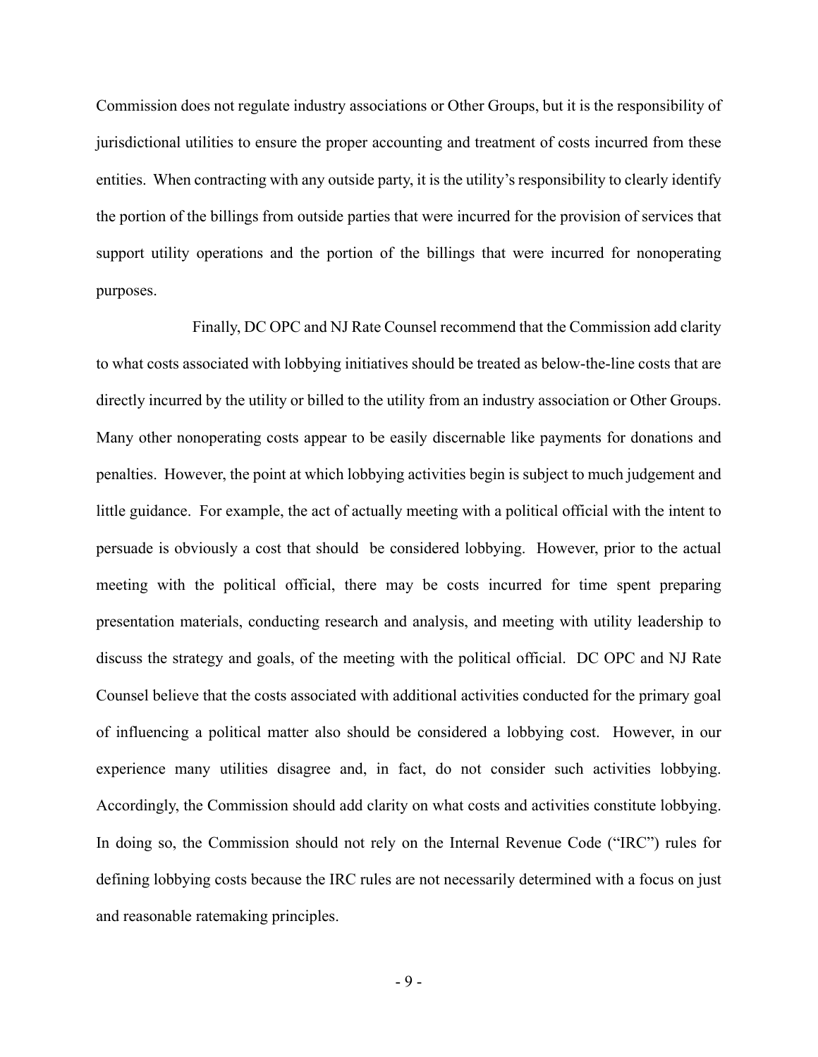Commission does not regulate industry associations or Other Groups, but it is the responsibility of jurisdictional utilities to ensure the proper accounting and treatment of costs incurred from these entities. When contracting with any outside party, it is the utility's responsibility to clearly identify the portion of the billings from outside parties that were incurred for the provision of services that support utility operations and the portion of the billings that were incurred for nonoperating purposes.

Finally, DC OPC and NJ Rate Counsel recommend that the Commission add clarity to what costs associated with lobbying initiatives should be treated as below-the-line costs that are directly incurred by the utility or billed to the utility from an industry association or Other Groups. Many other nonoperating costs appear to be easily discernable like payments for donations and penalties. However, the point at which lobbying activities begin is subject to much judgement and little guidance. For example, the act of actually meeting with a political official with the intent to persuade is obviously a cost that should be considered lobbying. However, prior to the actual meeting with the political official, there may be costs incurred for time spent preparing presentation materials, conducting research and analysis, and meeting with utility leadership to discuss the strategy and goals, of the meeting with the political official. DC OPC and NJ Rate Counsel believe that the costs associated with additional activities conducted for the primary goal of influencing a political matter also should be considered a lobbying cost. However, in our experience many utilities disagree and, in fact, do not consider such activities lobbying. Accordingly, the Commission should add clarity on what costs and activities constitute lobbying. In doing so, the Commission should not rely on the Internal Revenue Code ("IRC") rules for defining lobbying costs because the IRC rules are not necessarily determined with a focus on just and reasonable ratemaking principles.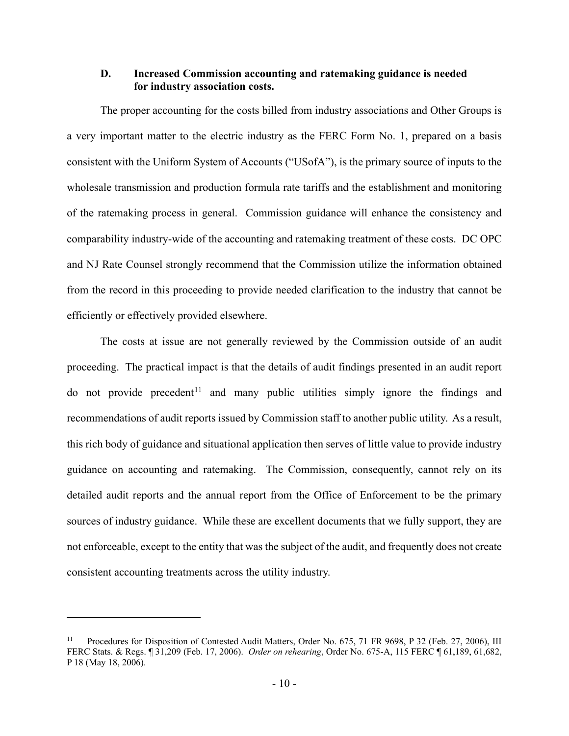### D. Increased Commission accounting and ratemaking guidance is needed for industry association costs.

The proper accounting for the costs billed from industry associations and Other Groups is a very important matter to the electric industry as the FERC Form No. 1, prepared on a basis consistent with the Uniform System of Accounts ("USofA"), is the primary source of inputs to the wholesale transmission and production formula rate tariffs and the establishment and monitoring of the ratemaking process in general. Commission guidance will enhance the consistency and comparability industry-wide of the accounting and ratemaking treatment of these costs. DC OPC and NJ Rate Counsel strongly recommend that the Commission utilize the information obtained from the record in this proceeding to provide needed clarification to the industry that cannot be efficiently or effectively provided elsewhere.

The costs at issue are not generally reviewed by the Commission outside of an audit proceeding. The practical impact is that the details of audit findings presented in an audit report do not provide precedent[11] and many public utilities simply ignore the findings and recommendations of audit reports issued by Commission staff to another public utility. As a result, this rich body of guidance and situational application then serves of little value to provide industry guidance on accounting and ratemaking. The Commission, consequently, cannot rely on its detailed audit reports and the annual report from the Office of Enforcement to be the primary sources of industry guidance. While these are excellent documents that we fully support, they are not enforceable, except to the entity that was the subject of the audit, and frequently does not create consistent accounting treatments across the utility industry.

---

[11] Procedures for Disposition of Contested Audit Matters, Order No. 675, 71 FR 9698, P 32 (Feb. 27, 2006), III FERC Stats. & Regs. ¶ 31,209 (Feb. 17, 2006). *Order on rehearing*, Order No. 675-A, 115 FERC ¶ 61,189, 61,682, P 18 (May 18, 2006).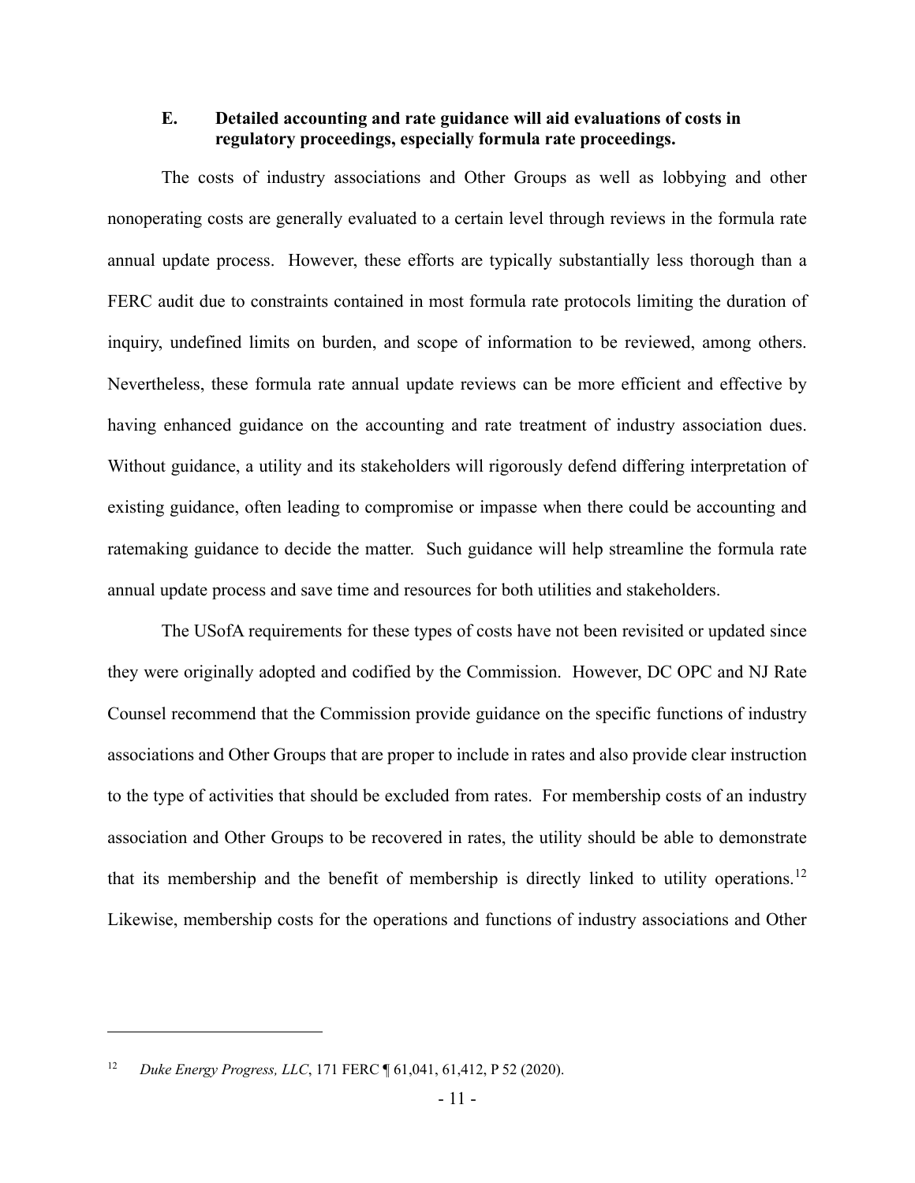### E. Detailed accounting and rate guidance will aid evaluations of costs in regulatory proceedings, especially formula rate proceedings.

The costs of industry associations and Other Groups as well as lobbying and other nonoperating costs are generally evaluated to a certain level through reviews in the formula rate annual update process. However, these efforts are typically substantially less thorough than a FERC audit due to constraints contained in most formula rate protocols limiting the duration of inquiry, undefined limits on burden, and scope of information to be reviewed, among others. Nevertheless, these formula rate annual update reviews can be more efficient and effective by having enhanced guidance on the accounting and rate treatment of industry association dues. Without guidance, a utility and its stakeholders will rigorously defend differing interpretation of existing guidance, often leading to compromise or impasse when there could be accounting and ratemaking guidance to decide the matter. Such guidance will help streamline the formula rate annual update process and save time and resources for both utilities and stakeholders.

The USofA requirements for these types of costs have not been revisited or updated since they were originally adopted and codified by the Commission. However, DC OPC and NJ Rate Counsel recommend that the Commission provide guidance on the specific functions of industry associations and Other Groups that are proper to include in rates and also provide clear instruction to the type of activities that should be excluded from rates. For membership costs of an industry association and Other Groups to be recovered in rates, the utility should be able to demonstrate that its membership and the benefit of membership is directly linked to utility operations.[12] Likewise, membership costs for the operations and functions of industry associations and Other

---

[12] *Duke Energy Progress, LLC*, 171 FERC ¶ 61,041, 61,412, P 52 (2020).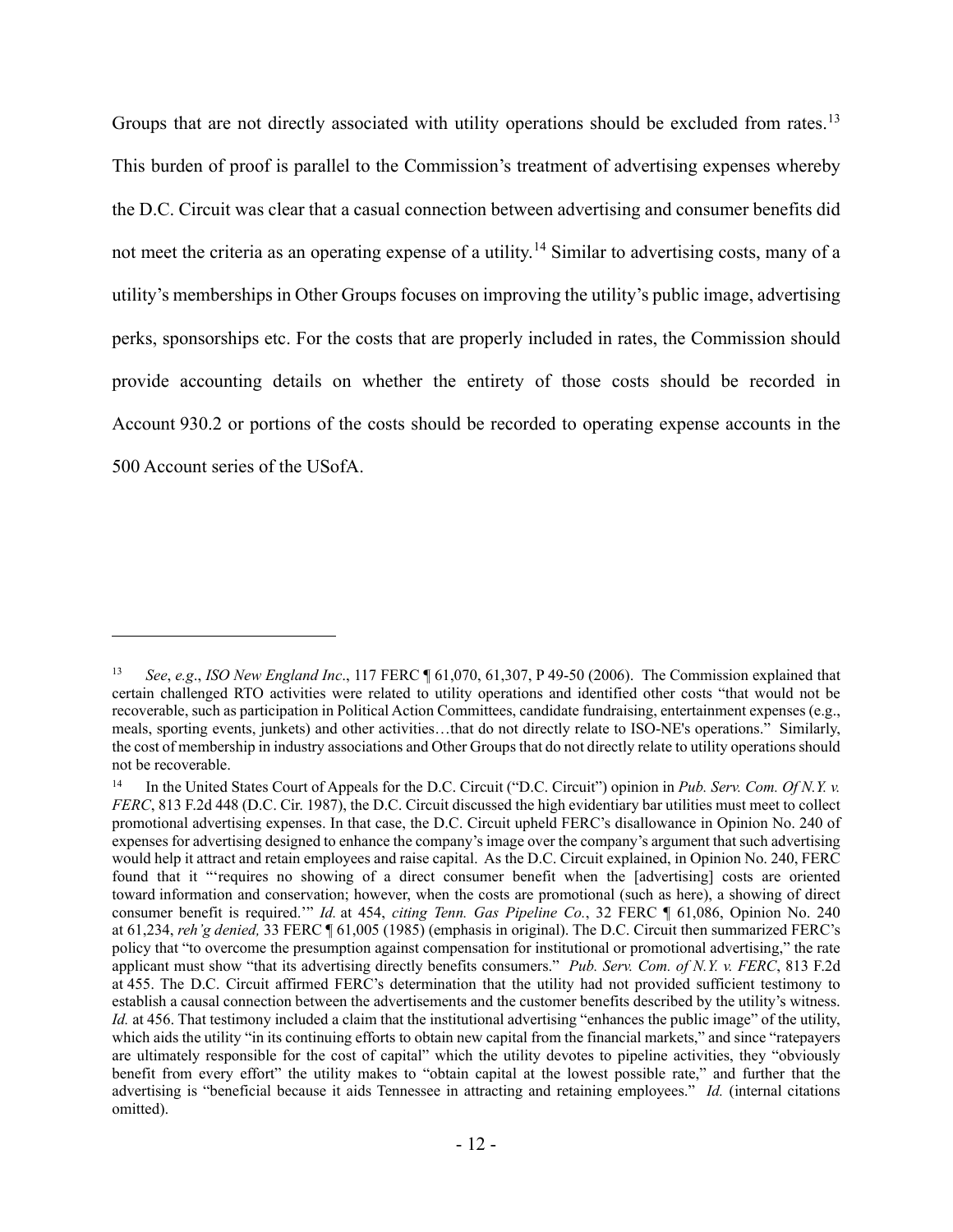Groups that are not directly associated with utility operations should be excluded from rates.[13] This burden of proof is parallel to the Commission's treatment of advertising expenses whereby the D.C. Circuit was clear that a casual connection between advertising and consumer benefits did not meet the criteria as an operating expense of a utility.[14] Similar to advertising costs, many of a utility's memberships in Other Groups focuses on improving the utility's public image, advertising perks, sponsorships etc. For the costs that are properly included in rates, the Commission should provide accounting details on whether the entirety of those costs should be recorded in Account 930.2 or portions of the costs should be recorded to operating expense accounts in the 500 Account series of the USofA.

---

[13] *See*, *e.g*., *ISO New England Inc*., 117 FERC ¶ 61,070, 61,307, P 49-50 (2006). The Commission explained that certain challenged RTO activities were related to utility operations and identified other costs "that would not be recoverable, such as participation in Political Action Committees, candidate fundraising, entertainment expenses (e.g., meals, sporting events, junkets) and other activities…that do not directly relate to ISO-NE's operations." Similarly, the cost of membership in industry associations and Other Groups that do not directly relate to utility operations should not be recoverable.

[14] In the United States Court of Appeals for the D.C. Circuit ("D.C. Circuit") opinion in *Pub. Serv. Com. Of N.Y. v. FERC*, 813 F.2d 448 (D.C. Cir. 1987), the D.C. Circuit discussed the high evidentiary bar utilities must meet to collect promotional advertising expenses. In that case, the D.C. Circuit upheld FERC's disallowance in Opinion No. 240 of expenses for advertising designed to enhance the company's image over the company's argument that such advertising would help it attract and retain employees and raise capital. As the D.C. Circuit explained, in Opinion No. 240, FERC found that it "'requires no showing of a direct consumer benefit when the [advertising] costs are oriented toward information and conservation; however, when the costs are promotional (such as here), a showing of direct consumer benefit is required.'" *Id.* at 454, *citing Tenn. Gas Pipeline Co.*, 32 FERC ¶ 61,086, Opinion No. 240 at 61,234, *reh'g denied,* 33 FERC ¶ 61,005 (1985) (emphasis in original). The D.C. Circuit then summarized FERC's policy that "to overcome the presumption against compensation for institutional or promotional advertising," the rate applicant must show "that its advertising directly benefits consumers." *Pub. Serv. Com. of N.Y. v. FERC*, 813 F.2d at 455. The D.C. Circuit affirmed FERC's determination that the utility had not provided sufficient testimony to establish a causal connection between the advertisements and the customer benefits described by the utility's witness. *Id.* at 456. That testimony included a claim that the institutional advertising "enhances the public image" of the utility, which aids the utility "in its continuing efforts to obtain new capital from the financial markets," and since "ratepayers are ultimately responsible for the cost of capital" which the utility devotes to pipeline activities, they "obviously benefit from every effort" the utility makes to "obtain capital at the lowest possible rate," and further that the advertising is "beneficial because it aids Tennessee in attracting and retaining employees." *Id.* (internal citations omitted).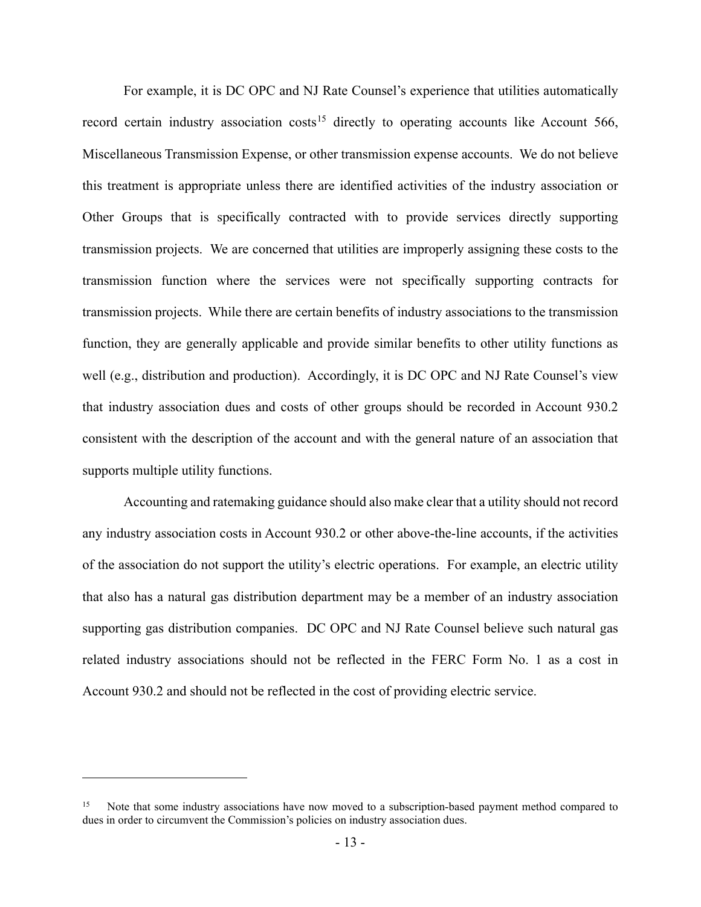For example, it is DC OPC and NJ Rate Counsel's experience that utilities automatically record certain industry association costs[15] directly to operating accounts like Account 566, Miscellaneous Transmission Expense, or other transmission expense accounts. We do not believe this treatment is appropriate unless there are identified activities of the industry association or Other Groups that is specifically contracted with to provide services directly supporting transmission projects. We are concerned that utilities are improperly assigning these costs to the transmission function where the services were not specifically supporting contracts for transmission projects. While there are certain benefits of industry associations to the transmission function, they are generally applicable and provide similar benefits to other utility functions as well (e.g., distribution and production). Accordingly, it is DC OPC and NJ Rate Counsel's view that industry association dues and costs of other groups should be recorded in Account 930.2 consistent with the description of the account and with the general nature of an association that supports multiple utility functions.

Accounting and ratemaking guidance should also make clear that a utility should not record any industry association costs in Account 930.2 or other above-the-line accounts, if the activities of the association do not support the utility's electric operations. For example, an electric utility that also has a natural gas distribution department may be a member of an industry association supporting gas distribution companies. DC OPC and NJ Rate Counsel believe such natural gas related industry associations should not be reflected in the FERC Form No. 1 as a cost in Account 930.2 and should not be reflected in the cost of providing electric service.

---

[15] Note that some industry associations have now moved to a subscription-based payment method compared to dues in order to circumvent the Commission's policies on industry association dues.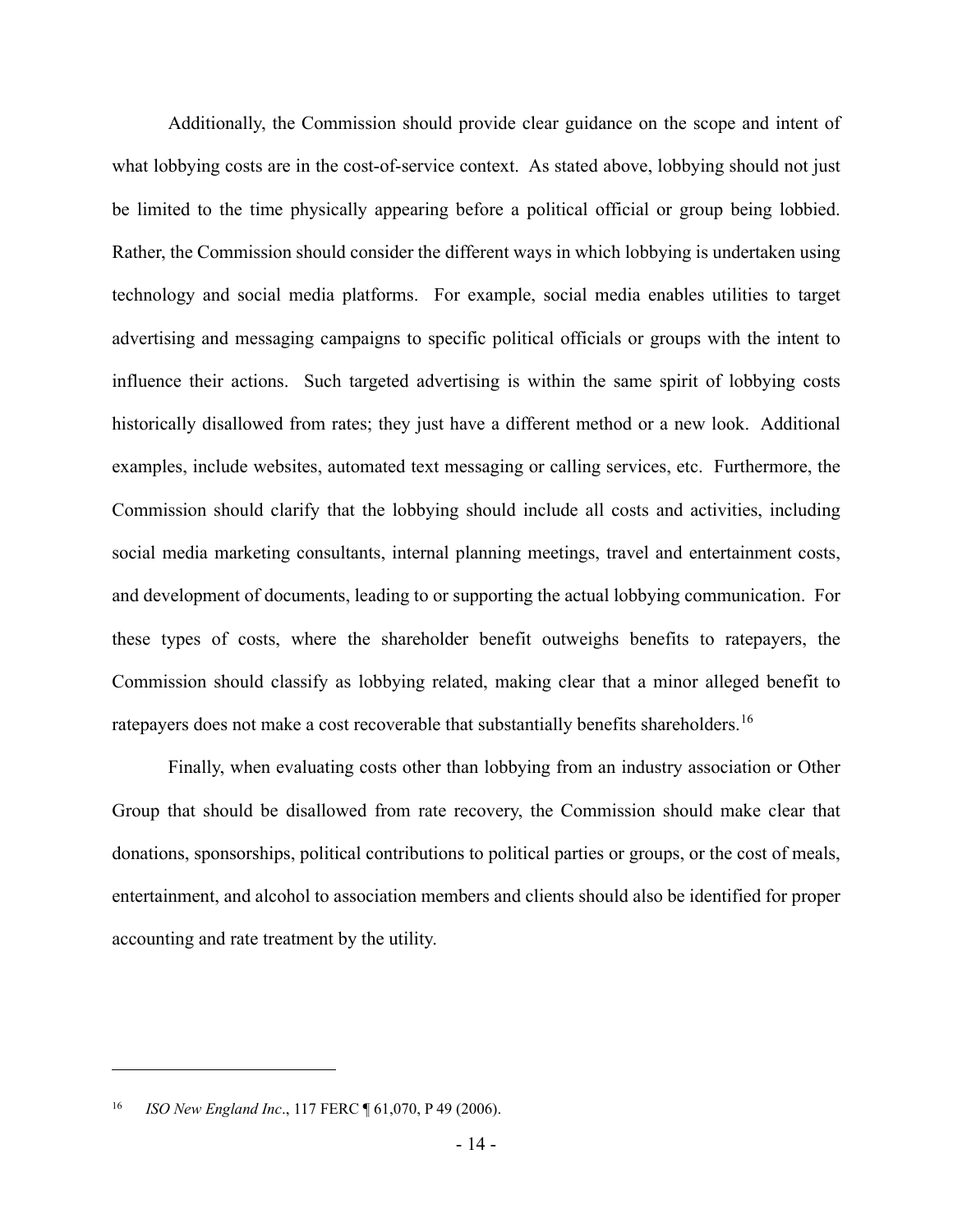Additionally, the Commission should provide clear guidance on the scope and intent of what lobbying costs are in the cost-of-service context. As stated above, lobbying should not just be limited to the time physically appearing before a political official or group being lobbied. Rather, the Commission should consider the different ways in which lobbying is undertaken using technology and social media platforms. For example, social media enables utilities to target advertising and messaging campaigns to specific political officials or groups with the intent to influence their actions. Such targeted advertising is within the same spirit of lobbying costs historically disallowed from rates; they just have a different method or a new look. Additional examples, include websites, automated text messaging or calling services, etc. Furthermore, the Commission should clarify that the lobbying should include all costs and activities, including social media marketing consultants, internal planning meetings, travel and entertainment costs, and development of documents, leading to or supporting the actual lobbying communication. For these types of costs, where the shareholder benefit outweighs benefits to ratepayers, the Commission should classify as lobbying related, making clear that a minor alleged benefit to ratepayers does not make a cost recoverable that substantially benefits shareholders.[16]

Finally, when evaluating costs other than lobbying from an industry association or Other Group that should be disallowed from rate recovery, the Commission should make clear that donations, sponsorships, political contributions to political parties or groups, or the cost of meals, entertainment, and alcohol to association members and clients should also be identified for proper accounting and rate treatment by the utility.

---

[16] *ISO New England Inc*., 117 FERC ¶ 61,070, P 49 (2006).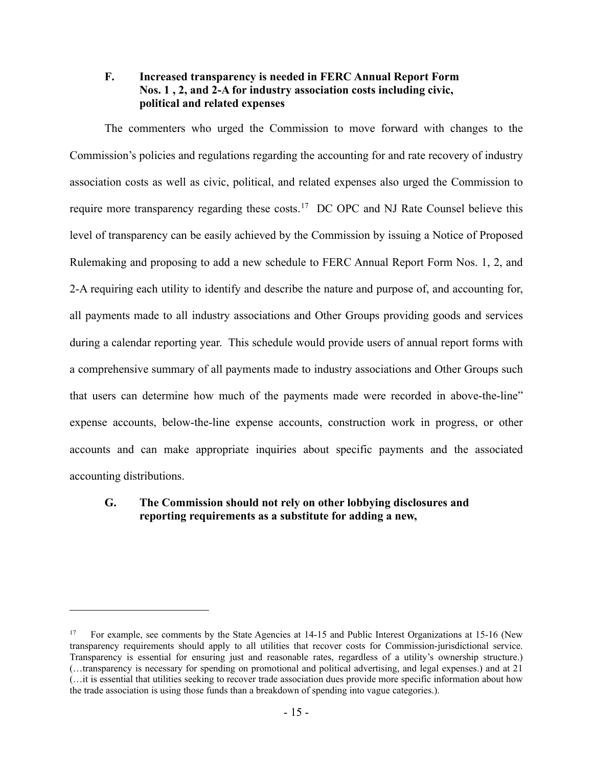### F. Increased transparency is needed in FERC Annual Report Form Nos. 1 , 2, and 2-A for industry association costs including civic, political and related expenses

The commenters who urged the Commission to move forward with changes to the Commission's policies and regulations regarding the accounting for and rate recovery of industry association costs as well as civic, political, and related expenses also urged the Commission to require more transparency regarding these costs.[17] DC OPC and NJ Rate Counsel believe this level of transparency can be easily achieved by the Commission by issuing a Notice of Proposed Rulemaking and proposing to add a new schedule to FERC Annual Report Form Nos. 1, 2, and 2-A requiring each utility to identify and describe the nature and purpose of, and accounting for, all payments made to all industry associations and Other Groups providing goods and services during a calendar reporting year. This schedule would provide users of annual report forms with a comprehensive summary of all payments made to industry associations and Other Groups such that users can determine how much of the payments made were recorded in above-the-line" expense accounts, below-the-line expense accounts, construction work in progress, or other accounts and can make appropriate inquiries about specific payments and the associated accounting distributions.

### G. The Commission should not rely on other lobbying disclosures and reporting requirements as a substitute for adding a new,

---

[17] For example, see comments by the State Agencies at 14-15 and Public Interest Organizations at 15-16 (New transparency requirements should apply to all utilities that recover costs for Commission-jurisdictional service. Transparency is essential for ensuring just and reasonable rates, regardless of a utility's ownership structure.) (…transparency is necessary for spending on promotional and political advertising, and legal expenses.) and at 21 (…it is essential that utilities seeking to recover trade association dues provide more specific information about how the trade association is using those funds than a breakdown of spending into vague categories.).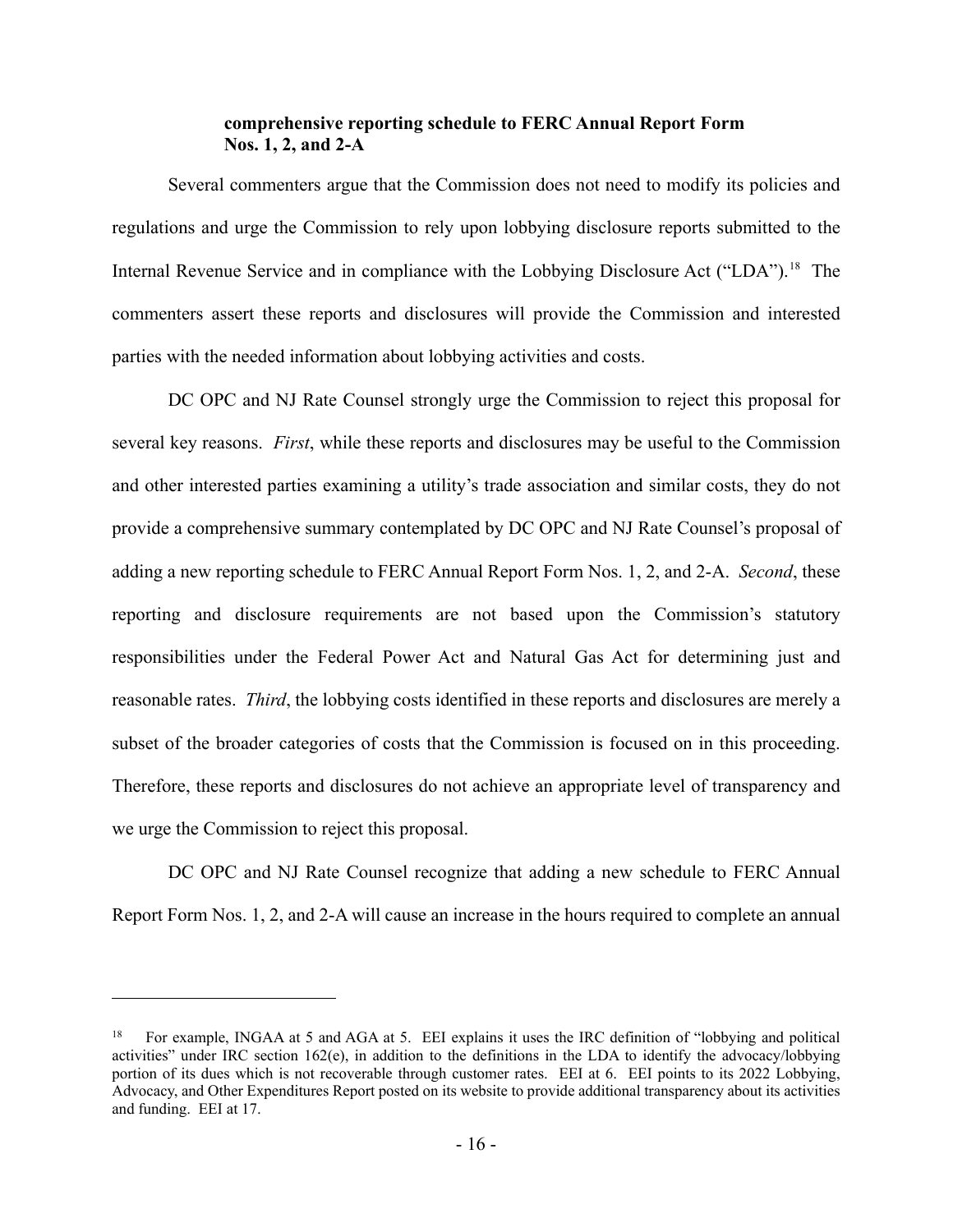**comprehensive reporting schedule to FERC Annual Report Form Nos. 1, 2, and 2-A**

Several commenters argue that the Commission does not need to modify its policies and regulations and urge the Commission to rely upon lobbying disclosure reports submitted to the Internal Revenue Service and in compliance with the Lobbying Disclosure Act ("LDA").[18] The commenters assert these reports and disclosures will provide the Commission and interested parties with the needed information about lobbying activities and costs.

DC OPC and NJ Rate Counsel strongly urge the Commission to reject this proposal for several key reasons. *First*, while these reports and disclosures may be useful to the Commission and other interested parties examining a utility's trade association and similar costs, they do not provide a comprehensive summary contemplated by DC OPC and NJ Rate Counsel's proposal of adding a new reporting schedule to FERC Annual Report Form Nos. 1, 2, and 2-A. *Second*, these reporting and disclosure requirements are not based upon the Commission's statutory responsibilities under the Federal Power Act and Natural Gas Act for determining just and reasonable rates. *Third*, the lobbying costs identified in these reports and disclosures are merely a subset of the broader categories of costs that the Commission is focused on in this proceeding. Therefore, these reports and disclosures do not achieve an appropriate level of transparency and we urge the Commission to reject this proposal.

DC OPC and NJ Rate Counsel recognize that adding a new schedule to FERC Annual Report Form Nos. 1, 2, and 2-A will cause an increase in the hours required to complete an annual

---

[18] For example, INGAA at 5 and AGA at 5. EEI explains it uses the IRC definition of "lobbying and political activities" under IRC section 162(e), in addition to the definitions in the LDA to identify the advocacy/lobbying portion of its dues which is not recoverable through customer rates. EEI at 6. EEI points to its 2022 Lobbying, Advocacy, and Other Expenditures Report posted on its website to provide additional transparency about its activities and funding. EEI at 17.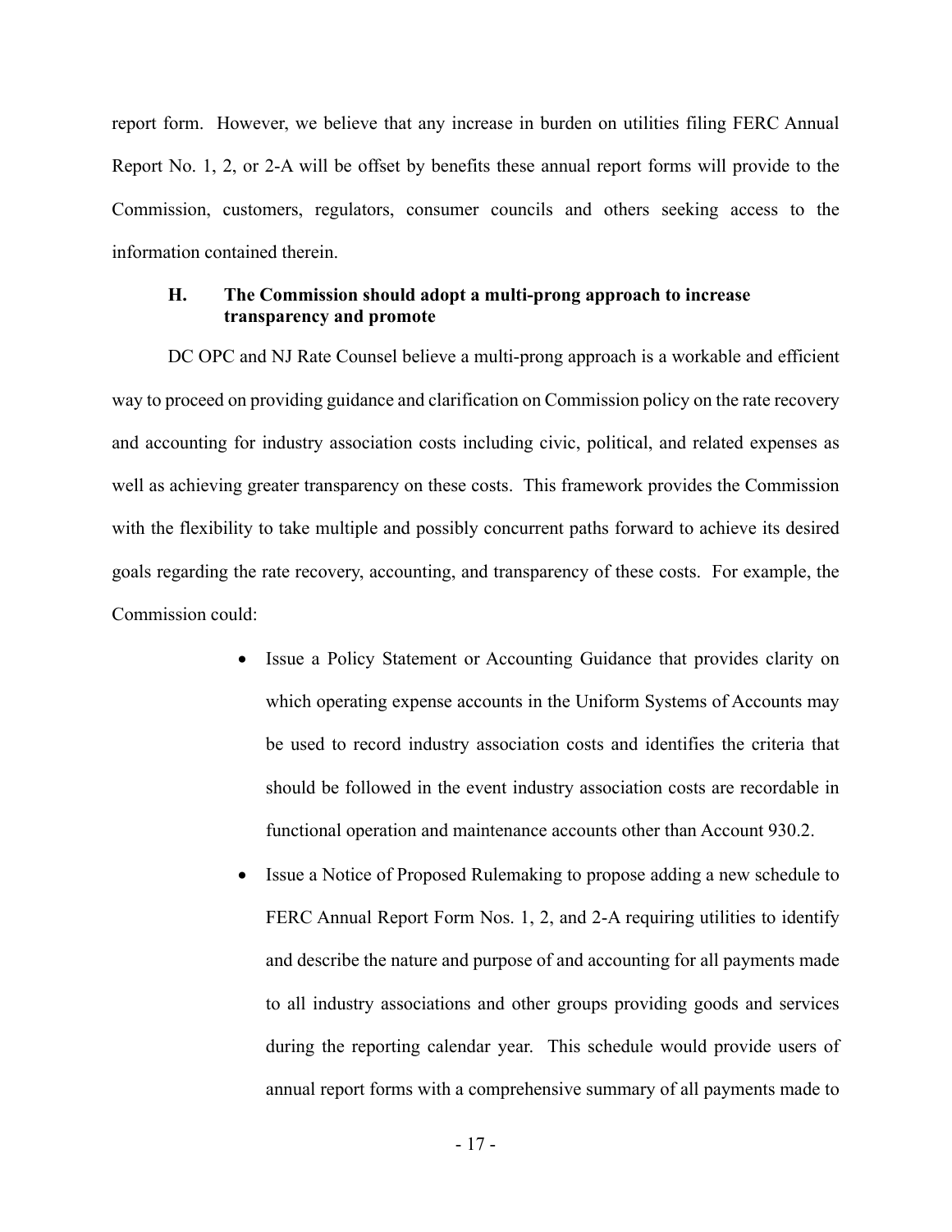report form. However, we believe that any increase in burden on utilities filing FERC Annual Report No. 1, 2, or 2-A will be offset by benefits these annual report forms will provide to the Commission, customers, regulators, consumer councils and others seeking access to the information contained therein.

### H. The Commission should adopt a multi-prong approach to increase transparency and promote

DC OPC and NJ Rate Counsel believe a multi-prong approach is a workable and efficient way to proceed on providing guidance and clarification on Commission policy on the rate recovery and accounting for industry association costs including civic, political, and related expenses as well as achieving greater transparency on these costs. This framework provides the Commission with the flexibility to take multiple and possibly concurrent paths forward to achieve its desired goals regarding the rate recovery, accounting, and transparency of these costs. For example, the Commission could:

- Issue a Policy Statement or Accounting Guidance that provides clarity on which operating expense accounts in the Uniform Systems of Accounts may be used to record industry association costs and identifies the criteria that should be followed in the event industry association costs are recordable in functional operation and maintenance accounts other than Account 930.2.
- Issue a Notice of Proposed Rulemaking to propose adding a new schedule to FERC Annual Report Form Nos. 1, 2, and 2-A requiring utilities to identify and describe the nature and purpose of and accounting for all payments made to all industry associations and other groups providing goods and services during the reporting calendar year. This schedule would provide users of annual report forms with a comprehensive summary of all payments made to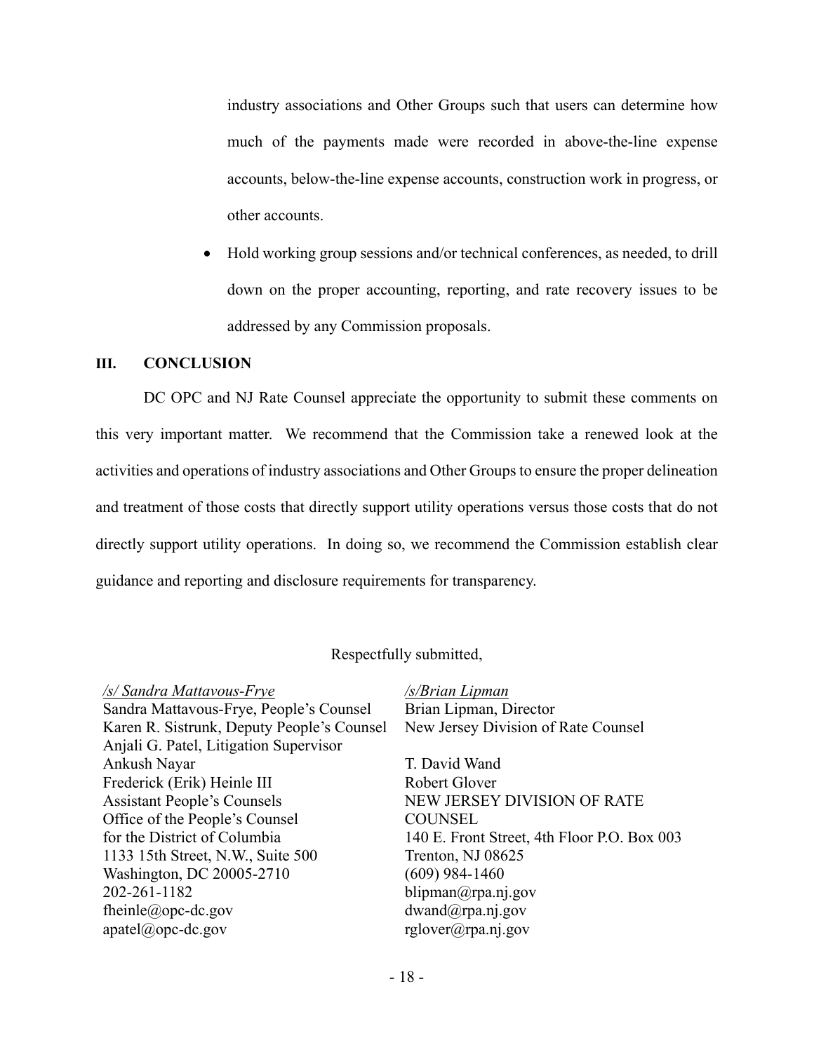industry associations and Other Groups such that users can determine how much of the payments made were recorded in above-the-line expense accounts, below-the-line expense accounts, construction work in progress, or other accounts.

- Hold working group sessions and/or technical conferences, as needed, to drill down on the proper accounting, reporting, and rate recovery issues to be addressed by any Commission proposals.

## III. CONCLUSION

DC OPC and NJ Rate Counsel appreciate the opportunity to submit these comments on this very important matter. We recommend that the Commission take a renewed look at the activities and operations of industry associations and Other Groups to ensure the proper delineation and treatment of those costs that directly support utility operations versus those costs that do not directly support utility operations. In doing so, we recommend the Commission establish clear guidance and reporting and disclosure requirements for transparency.

Respectfully submitted,

*/s/ Sandra Mattavous-Frye*
Sandra Mattavous-Frye, People's Counsel
Karen R. Sistrunk, Deputy People's Counsel
Anjali G. Patel, Litigation Supervisor
Ankush Nayar
Frederick (Erik) Heinle III
Assistant People's Counsels
Office of the People's Counsel
for the District of Columbia
1133 15th Street, N.W., Suite 500
Washington, DC 20005-2710
202-261-1182
fheinle@opc-dc.gov
apatel@opc-dc.gov

*/s/Brian Lipman*
Brian Lipman, Director
New Jersey Division of Rate Counsel

T. David Wand
Robert Glover
NEW JERSEY DIVISION OF RATE COUNSEL
140 E. Front Street, 4th Floor P.O. Box 003
Trenton, NJ 08625
(609) 984-1460
blipman@rpa.nj.gov
dwand@rpa.nj.gov
rglover@rpa.nj.gov